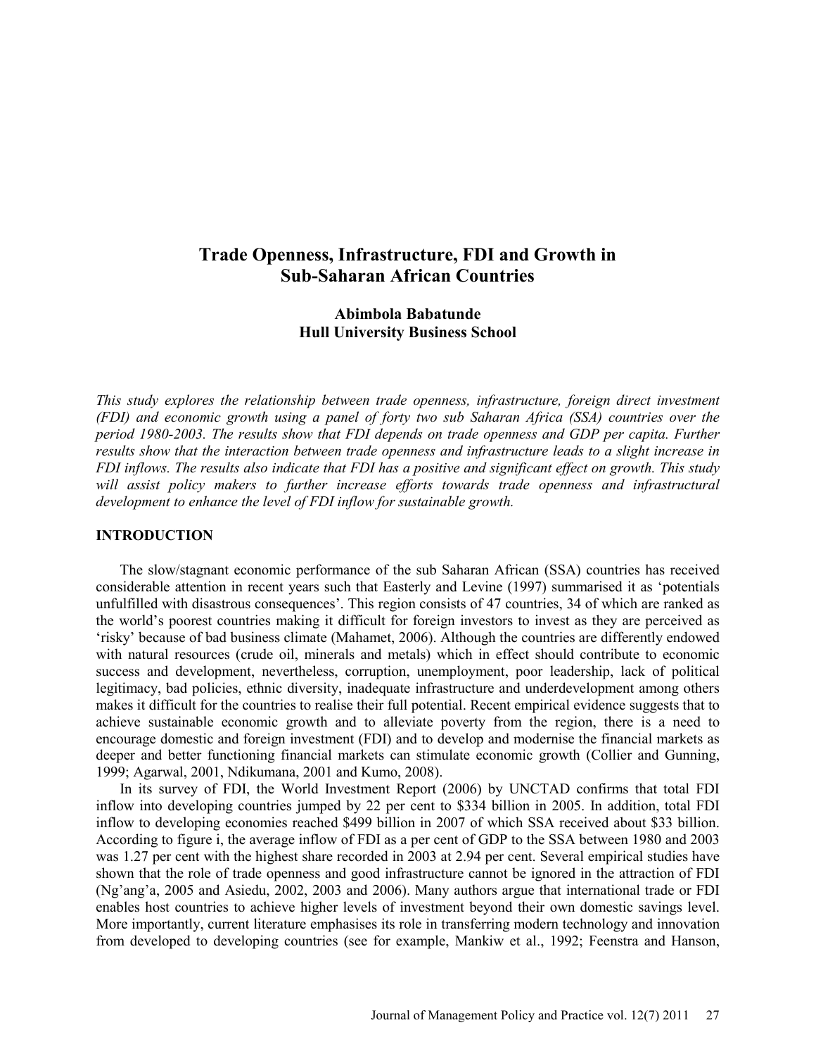# Trade Openness, Infrastructure, FDI and Growth in Sub-Saharan African Countries

**Abimbola Babatunde**
**Hull University Business School**

*This study explores the relationship between trade openness, infrastructure, foreign direct investment (FDI) and economic growth using a panel of forty two sub Saharan Africa (SSA) countries over the period 1980-2003. The results show that FDI depends on trade openness and GDP per capita. Further results show that the interaction between trade openness and infrastructure leads to a slight increase in FDI inflows. The results also indicate that FDI has a positive and significant effect on growth. This study will assist policy makers to further increase efforts towards trade openness and infrastructural development to enhance the level of FDI inflow for sustainable growth.*

## INTRODUCTION

The slow/stagnant economic performance of the sub Saharan African (SSA) countries has received considerable attention in recent years such that Easterly and Levine (1997) summarised it as 'potentials unfulfilled with disastrous consequences'. This region consists of 47 countries, 34 of which are ranked as the world's poorest countries making it difficult for foreign investors to invest as they are perceived as 'risky' because of bad business climate (Mahamet, 2006). Although the countries are differently endowed with natural resources (crude oil, minerals and metals) which in effect should contribute to economic success and development, nevertheless, corruption, unemployment, poor leadership, lack of political legitimacy, bad policies, ethnic diversity, inadequate infrastructure and underdevelopment among others makes it difficult for the countries to realise their full potential. Recent empirical evidence suggests that to achieve sustainable economic growth and to alleviate poverty from the region, there is a need to encourage domestic and foreign investment (FDI) and to develop and modernise the financial markets as deeper and better functioning financial markets can stimulate economic growth (Collier and Gunning, 1999; Agarwal, 2001, Ndikumana, 2001 and Kumo, 2008).

In its survey of FDI, the World Investment Report (2006) by UNCTAD confirms that total FDI inflow into developing countries jumped by 22 per cent to $334 billion in 2005. In addition, total FDI inflow to developing economies reached $499 billion in 2007 of which SSA received about $33 billion. According to figure i, the average inflow of FDI as a per cent of GDP to the SSA between 1980 and 2003 was 1.27 per cent with the highest share recorded in 2003 at 2.94 per cent. Several empirical studies have shown that the role of trade openness and good infrastructure cannot be ignored in the attraction of FDI (Ng'ang'a, 2005 and Asiedu, 2002, 2003 and 2006). Many authors argue that international trade or FDI enables host countries to achieve higher levels of investment beyond their own domestic savings level. More importantly, current literature emphasises its role in transferring modern technology and innovation from developed to developing countries (see for example, Mankiw et al., 1992; Feenstra and Hanson,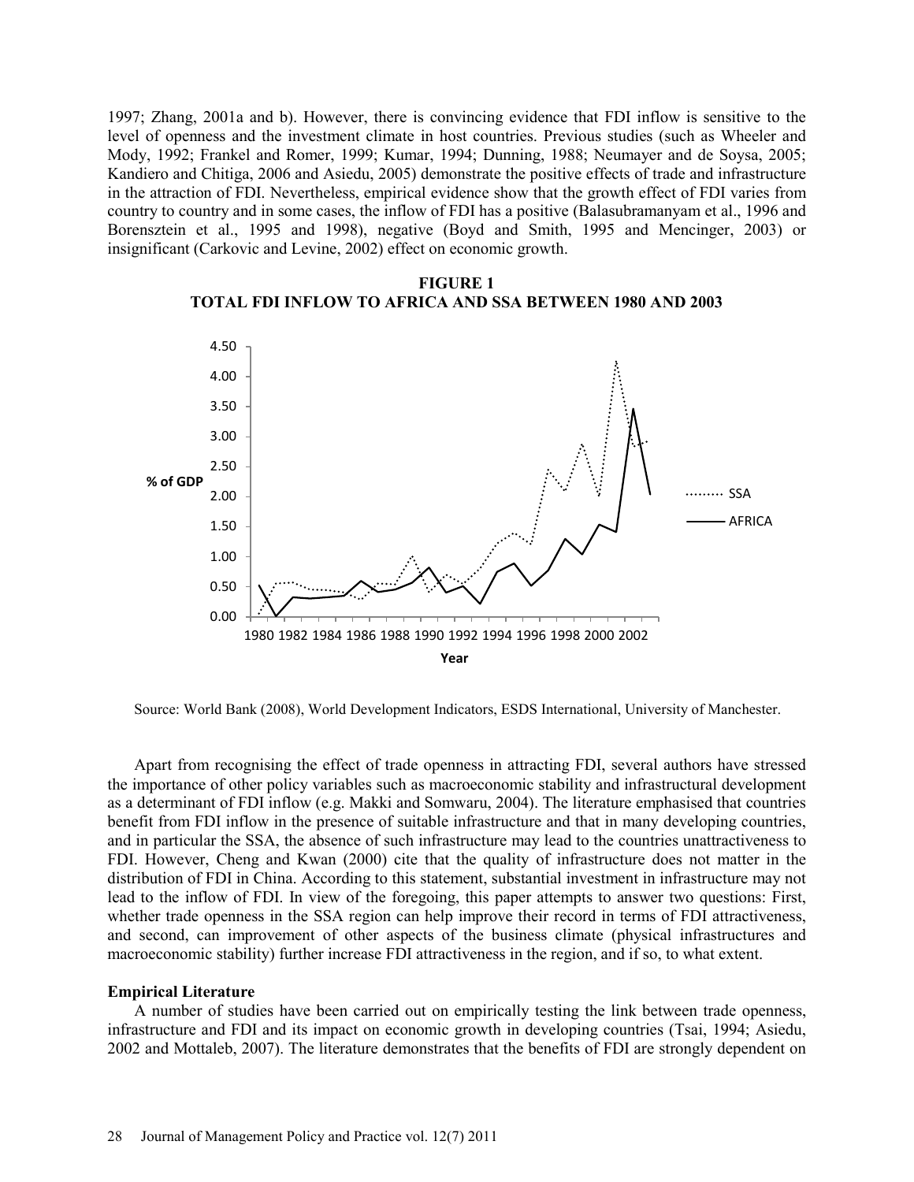1997; Zhang, 2001a and b). However, there is convincing evidence that FDI inflow is sensitive to the level of openness and the investment climate in host countries. Previous studies (such as Wheeler and Mody, 1992; Frankel and Romer, 1999; Kumar, 1994; Dunning, 1988; Neumayer and de Soysa, 2005; Kandiero and Chitiga, 2006 and Asiedu, 2005) demonstrate the positive effects of trade and infrastructure in the attraction of FDI. Nevertheless, empirical evidence show that the growth effect of FDI varies from country to country and in some cases, the inflow of FDI has a positive (Balasubramanyam et al., 1996 and Borensztein et al., 1995 and 1998), negative (Boyd and Smith, 1995 and Mencinger, 2003) or insignificant (Carkovic and Levine, 2002) effect on economic growth.

**FIGURE 1**
**TOTAL FDI INFLOW TO AFRICA AND SSA BETWEEN 1980 AND 2003**

Source: World Bank (2008), World Development Indicators, ESDS International, University of Manchester.

Apart from recognising the effect of trade openness in attracting FDI, several authors have stressed the importance of other policy variables such as macroeconomic stability and infrastructural development as a determinant of FDI inflow (e.g. Makki and Somwaru, 2004). The literature emphasised that countries benefit from FDI inflow in the presence of suitable infrastructure and that in many developing countries, and in particular the SSA, the absence of such infrastructure may lead to the countries unattractiveness to FDI. However, Cheng and Kwan (2000) cite that the quality of infrastructure does not matter in the distribution of FDI in China. According to this statement, substantial investment in infrastructure may not lead to the inflow of FDI. In view of the foregoing, this paper attempts to answer two questions: First, whether trade openness in the SSA region can help improve their record in terms of FDI attractiveness, and second, can improvement of other aspects of the business climate (physical infrastructures and macroeconomic stability) further increase FDI attractiveness in the region, and if so, to what extent.

### Empirical Literature

A number of studies have been carried out on empirically testing the link between trade openness, infrastructure and FDI and its impact on economic growth in developing countries (Tsai, 1994; Asiedu, 2002 and Mottaleb, 2007). The literature demonstrates that the benefits of FDI are strongly dependent on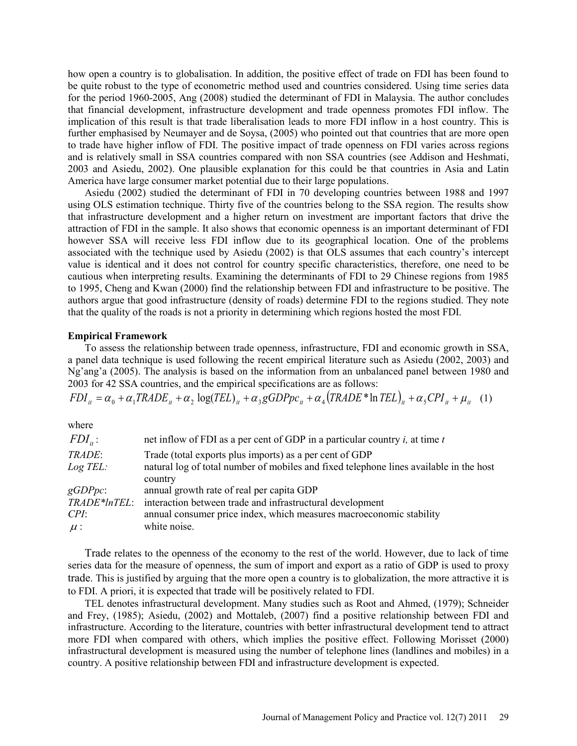how open a country is to globalisation. In addition, the positive effect of trade on FDI has been found to be quite robust to the type of econometric method used and countries considered. Using time series data for the period 1960-2005, Ang (2008) studied the determinant of FDI in Malaysia. The author concludes that financial development, infrastructure development and trade openness promotes FDI inflow. The implication of this result is that trade liberalisation leads to more FDI inflow in a host country. This is further emphasised by Neumayer and de Soysa, (2005) who pointed out that countries that are more open to trade have higher inflow of FDI. The positive impact of trade openness on FDI varies across regions and is relatively small in SSA countries compared with non SSA countries (see Addison and Heshmati, 2003 and Asiedu, 2002). One plausible explanation for this could be that countries in Asia and Latin America have large consumer market potential due to their large populations.

Asiedu (2002) studied the determinant of FDI in 70 developing countries between 1988 and 1997 using OLS estimation technique. Thirty five of the countries belong to the SSA region. The results show that infrastructure development and a higher return on investment are important factors that drive the attraction of FDI in the sample. It also shows that economic openness is an important determinant of FDI however SSA will receive less FDI inflow due to its geographical location. One of the problems associated with the technique used by Asiedu (2002) is that OLS assumes that each country's intercept value is identical and it does not control for country specific characteristics, therefore, one need to be cautious when interpreting results. Examining the determinants of FDI to 29 Chinese regions from 1985 to 1995, Cheng and Kwan (2000) find the relationship between FDI and infrastructure to be positive. The authors argue that good infrastructure (density of roads) determine FDI to the regions studied. They note that the quality of the roads is not a priority in determining which regions hosted the most FDI.

**Empirical Framework**

To assess the relationship between trade openness, infrastructure, FDI and economic growth in SSA, a panel data technique is used following the recent empirical literature such as Asiedu (2002, 2003) and Ng'ang'a (2005). The analysis is based on the information from an unbalanced panel between 1980 and 2003 for 42 SSA countries, and the empirical specifications are as follows:

$$FDI_{it} = \alpha_0 + \alpha_1 TRADE_{it} + \alpha_2 \log(TEL)_{it} + \alpha_3 gGDPpc_{it} + \alpha_4 \left(TRADE * \ln TEL\right)_{it} + \alpha_5 CPI_{it} + \mu_{it} \quad (1)$$

where

| | |
|---|---|
| $FDI_{it}$: | net inflow of FDI as a per cent of GDP in a particular country *i,* at time *t* |
| *TRADE*: | Trade (total exports plus imports) as a per cent of GDP |
| *Log TEL:* | natural log of total number of mobiles and fixed telephone lines available in the host country |
| *gGDPpc*: | annual growth rate of real per capita GDP |
| *TRADE\*lnTEL*: | interaction between trade and infrastructural development |
| *CPI*: | annual consumer price index, which measures macroeconomic stability |
| $\mu$: | white noise. |

Trade relates to the openness of the economy to the rest of the world. However, due to lack of time series data for the measure of openness, the sum of import and export as a ratio of GDP is used to proxy trade. This is justified by arguing that the more open a country is to globalization, the more attractive it is to FDI. A priori, it is expected that trade will be positively related to FDI.

TEL denotes infrastructural development. Many studies such as Root and Ahmed, (1979); Schneider and Frey, (1985); Asiedu, (2002) and Mottaleb, (2007) find a positive relationship between FDI and infrastructure. According to the literature, countries with better infrastructural development tend to attract more FDI when compared with others, which implies the positive effect. Following Morisset (2000) infrastructural development is measured using the number of telephone lines (landlines and mobiles) in a country. A positive relationship between FDI and infrastructure development is expected.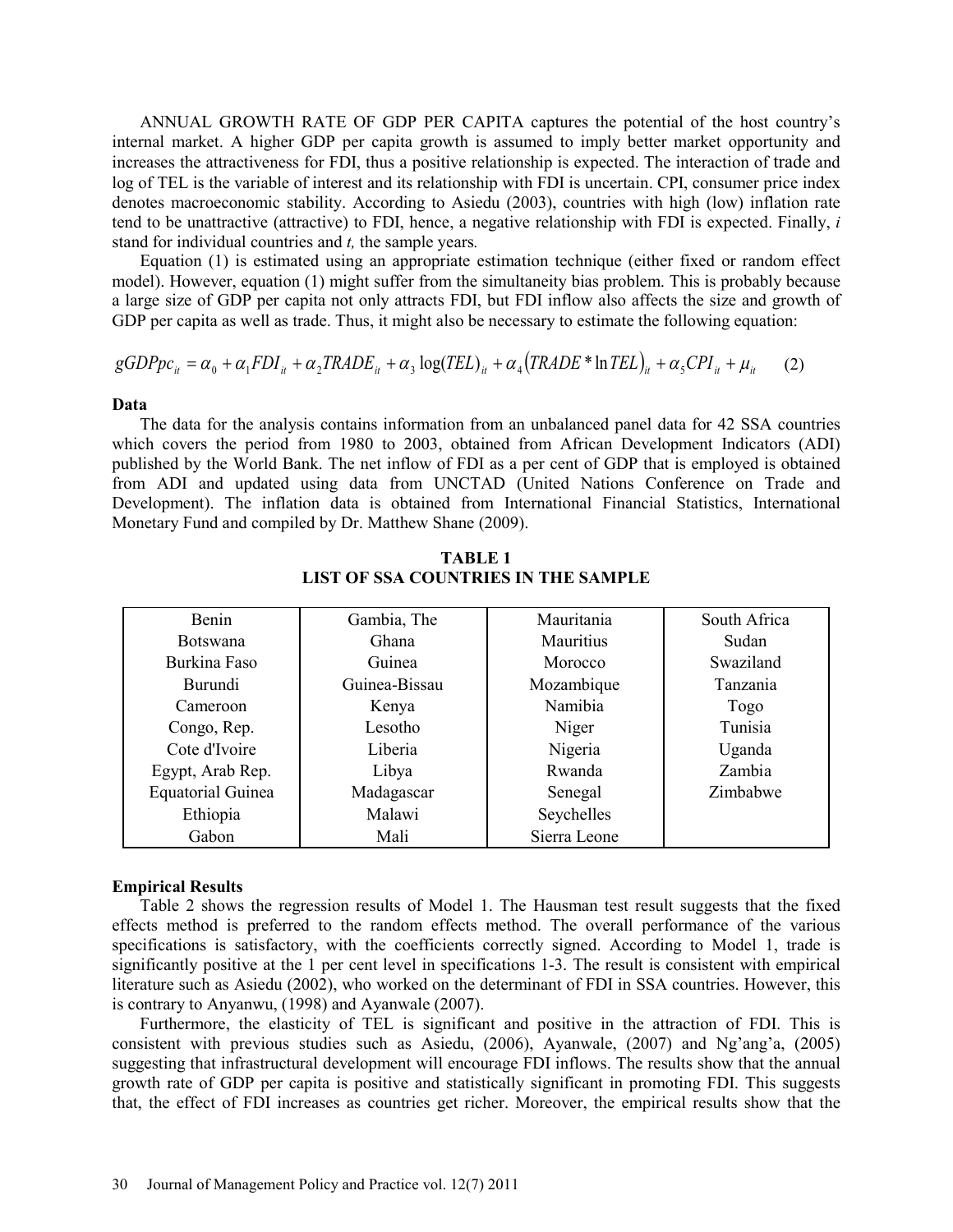ANNUAL GROWTH RATE OF GDP PER CAPITA captures the potential of the host country's internal market. A higher GDP per capita growth is assumed to imply better market opportunity and increases the attractiveness for FDI, thus a positive relationship is expected. The interaction of trade and log of TEL is the variable of interest and its relationship with FDI is uncertain. CPI, consumer price index denotes macroeconomic stability. According to Asiedu (2003), countries with high (low) inflation rate tend to be unattractive (attractive) to FDI, hence, a negative relationship with FDI is expected. Finally, $i$ stand for individual countries and $t$, the sample years.

Equation (1) is estimated using an appropriate estimation technique (either fixed or random effect model). However, equation (1) might suffer from the simultaneity bias problem. This is probably because a large size of GDP per capita not only attracts FDI, but FDI inflow also affects the size and growth of GDP per capita as well as trade. Thus, it might also be necessary to estimate the following equation:

$$gGDPpc_{it} = \alpha_0 + \alpha_1 FDI_{it} + \alpha_2 TRADE_{it} + \alpha_3 \log(TEL)_{it} + \alpha_4 \left(TRADE * \ln TEL\right)_{it} + \alpha_5 CPI_{it} + \mu_{it} \qquad (2)$$

**Data**

The data for the analysis contains information from an unbalanced panel data for 42 SSA countries which covers the period from 1980 to 2003, obtained from African Development Indicators (ADI) published by the World Bank. The net inflow of FDI as a per cent of GDP that is employed is obtained from ADI and updated using data from UNCTAD (United Nations Conference on Trade and Development). The inflation data is obtained from International Financial Statistics, International Monetary Fund and compiled by Dr. Matthew Shane (2009).

**TABLE 1**
**LIST OF SSA COUNTRIES IN THE SAMPLE**

| | | | |
|---|---|---|---|
| Benin | Gambia, The | Mauritania | South Africa |
| Botswana | Ghana | Mauritius | Sudan |
| Burkina Faso | Guinea | Morocco | Swaziland |
| Burundi | Guinea-Bissau | Mozambique | Tanzania |
| Cameroon | Kenya | Namibia | Togo |
| Congo, Rep. | Lesotho | Niger | Tunisia |
| Cote d'Ivoire | Liberia | Nigeria | Uganda |
| Egypt, Arab Rep. | Libya | Rwanda | Zambia |
| Equatorial Guinea | Madagascar | Senegal | Zimbabwe |
| Ethiopia | Malawi | Seychelles | |
| Gabon | Mali | Sierra Leone | |

**Empirical Results**

Table 2 shows the regression results of Model 1. The Hausman test result suggests that the fixed effects method is preferred to the random effects method. The overall performance of the various specifications is satisfactory, with the coefficients correctly signed. According to Model 1, trade is significantly positive at the 1 per cent level in specifications 1-3. The result is consistent with empirical literature such as Asiedu (2002), who worked on the determinant of FDI in SSA countries. However, this is contrary to Anyanwu, (1998) and Ayanwale (2007).

Furthermore, the elasticity of TEL is significant and positive in the attraction of FDI. This is consistent with previous studies such as Asiedu, (2006), Ayanwale, (2007) and Ng'ang'a, (2005) suggesting that infrastructural development will encourage FDI inflows. The results show that the annual growth rate of GDP per capita is positive and statistically significant in promoting FDI. This suggests that, the effect of FDI increases as countries get richer. Moreover, the empirical results show that the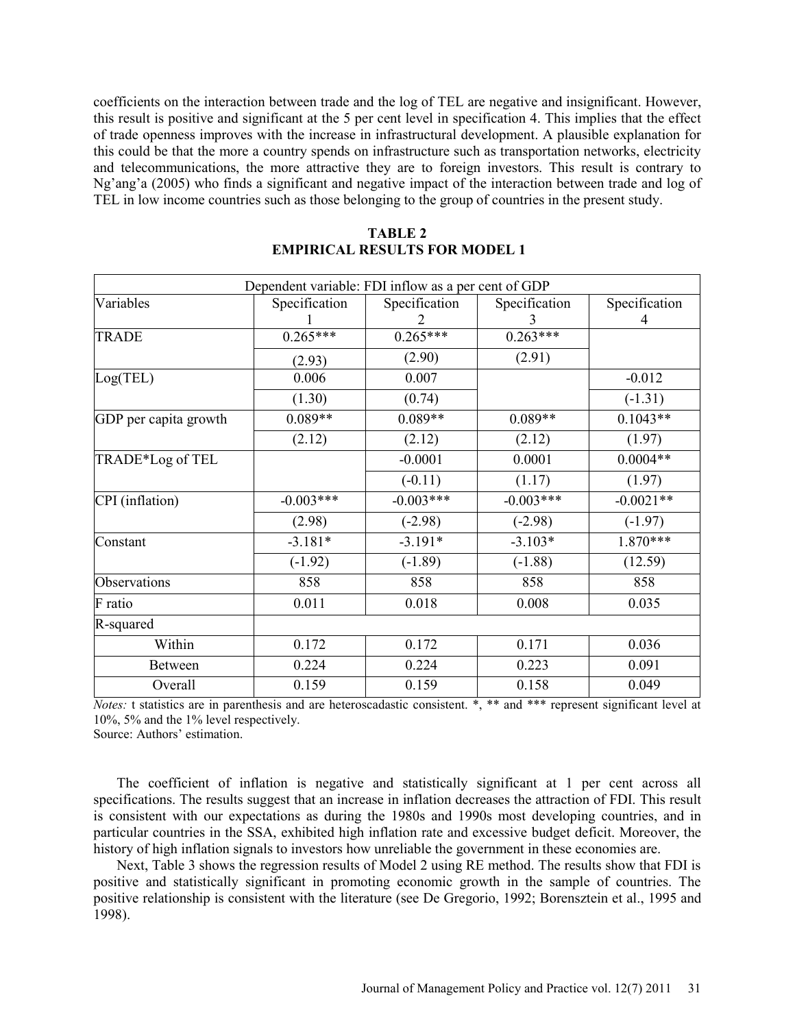coefficients on the interaction between trade and the log of TEL are negative and insignificant. However, this result is positive and significant at the 5 per cent level in specification 4. This implies that the effect of trade openness improves with the increase in infrastructural development. A plausible explanation for this could be that the more a country spends on infrastructure such as transportation networks, electricity and telecommunications, the more attractive they are to foreign investors. This result is contrary to Ng'ang'a (2005) who finds a significant and negative impact of the interaction between trade and log of TEL in low income countries such as those belonging to the group of countries in the present study.

**TABLE 2**
**EMPIRICAL RESULTS FOR MODEL 1**

| Dependent variable: FDI inflow as a per cent of GDP | | | | |
|---|---|---|---|---|
| Variables | Specification 1 | Specification 2 | Specification 3 | Specification 4 |
| TRADE | 0.265*** | 0.265*** | 0.263*** | |
| | (2.93) | (2.90) | (2.91) | |
| Log(TEL) | 0.006 | 0.007 | | -0.012 |
| | (1.30) | (0.74) | | (-1.31) |
| GDP per capita growth | 0.089** | 0.089** | 0.089** | 0.1043** |
| | (2.12) | (2.12) | (2.12) | (1.97) |
| TRADE*Log of TEL | | -0.0001 | 0.0001 | 0.0004** |
| | | (-0.11) | (1.17) | (1.97) |
| CPI (inflation) | -0.003*** | -0.003*** | -0.003*** | -0.0021** |
| | (2.98) | (-2.98) | (-2.98) | (-1.97) |
| Constant | -3.181* | -3.191* | -3.103* | 1.870*** |
| | (-1.92) | (-1.89) | (-1.88) | (12.59) |
| Observations | 858 | 858 | 858 | 858 |
| F ratio | 0.011 | 0.018 | 0.008 | 0.035 |
| R-squared | | | | |
| Within | 0.172 | 0.172 | 0.171 | 0.036 |
| Between | 0.224 | 0.224 | 0.223 | 0.091 |
| Overall | 0.159 | 0.159 | 0.158 | 0.049 |

*Notes:* t statistics are in parenthesis and are heteroscadastic consistent. *, ** and *** represent significant level at 10%, 5% and the 1% level respectively.
Source: Authors' estimation.

The coefficient of inflation is negative and statistically significant at 1 per cent across all specifications. The results suggest that an increase in inflation decreases the attraction of FDI. This result is consistent with our expectations as during the 1980s and 1990s most developing countries, and in particular countries in the SSA, exhibited high inflation rate and excessive budget deficit. Moreover, the history of high inflation signals to investors how unreliable the government in these economies are.

Next, Table 3 shows the regression results of Model 2 using RE method. The results show that FDI is positive and statistically significant in promoting economic growth in the sample of countries. The positive relationship is consistent with the literature (see De Gregorio, 1992; Borensztein et al., 1995 and 1998).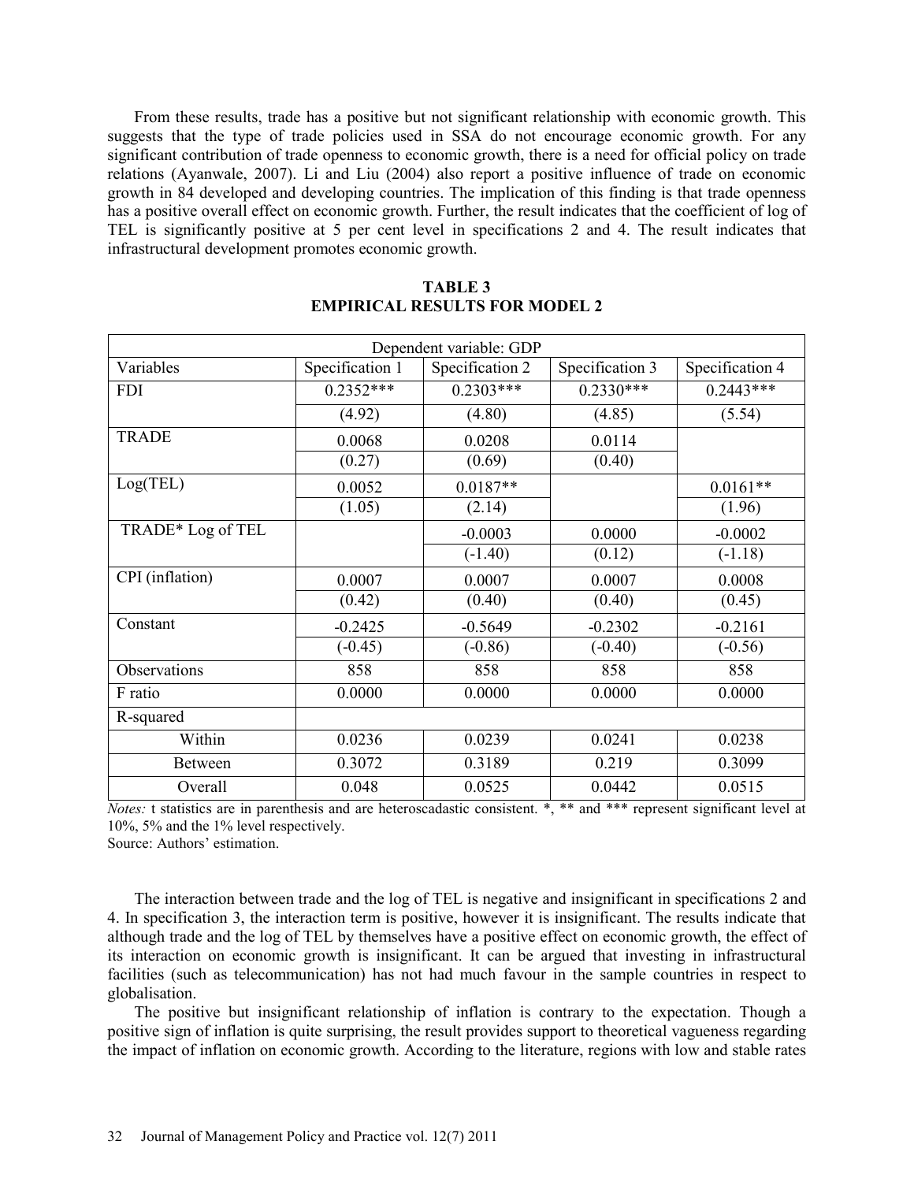From these results, trade has a positive but not significant relationship with economic growth. This suggests that the type of trade policies used in SSA do not encourage economic growth. For any significant contribution of trade openness to economic growth, there is a need for official policy on trade relations (Ayanwale, 2007). Li and Liu (2004) also report a positive influence of trade on economic growth in 84 developed and developing countries. The implication of this finding is that trade openness has a positive overall effect on economic growth. Further, the result indicates that the coefficient of log of TEL is significantly positive at 5 per cent level in specifications 2 and 4. The result indicates that infrastructural development promotes economic growth.

**TABLE 3**
**EMPIRICAL RESULTS FOR MODEL 2**

| Dependent variable: GDP | | | | |
|---|---|---|---|---|
| Variables | Specification 1 | Specification 2 | Specification 3 | Specification 4 |
| FDI | 0.2352*** | 0.2303*** | 0.2330*** | 0.2443*** |
| | (4.92) | (4.80) | (4.85) | (5.54) |
| TRADE | 0.0068 | 0.0208 | 0.0114 | |
| | (0.27) | (0.69) | (0.40) | |
| Log(TEL) | 0.0052 | 0.0187** | | 0.0161** |
| | (1.05) | (2.14) | | (1.96) |
| TRADE* Log of TEL | | -0.0003 | 0.0000 | -0.0002 |
| | | (-1.40) | (0.12) | (-1.18) |
| CPI (inflation) | 0.0007 | 0.0007 | 0.0007 | 0.0008 |
| | (0.42) | (0.40) | (0.40) | (0.45) |
| Constant | -0.2425 | -0.5649 | -0.2302 | -0.2161 |
| | (-0.45) | (-0.86) | (-0.40) | (-0.56) |
| Observations | 858 | 858 | 858 | 858 |
| F ratio | 0.0000 | 0.0000 | 0.0000 | 0.0000 |
| R-squared | | | | |
| Within | 0.0236 | 0.0239 | 0.0241 | 0.0238 |
| Between | 0.3072 | 0.3189 | 0.219 | 0.3099 |
| Overall | 0.048 | 0.0525 | 0.0442 | 0.0515 |

*Notes:* t statistics are in parenthesis and are heteroscadastic consistent. *, ** and *** represent significant level at 10%, 5% and the 1% level respectively.
Source: Authors' estimation.

The interaction between trade and the log of TEL is negative and insignificant in specifications 2 and 4. In specification 3, the interaction term is positive, however it is insignificant. The results indicate that although trade and the log of TEL by themselves have a positive effect on economic growth, the effect of its interaction on economic growth is insignificant. It can be argued that investing in infrastructural facilities (such as telecommunication) has not had much favour in the sample countries in respect to globalisation.

The positive but insignificant relationship of inflation is contrary to the expectation. Though a positive sign of inflation is quite surprising, the result provides support to theoretical vagueness regarding the impact of inflation on economic growth. According to the literature, regions with low and stable rates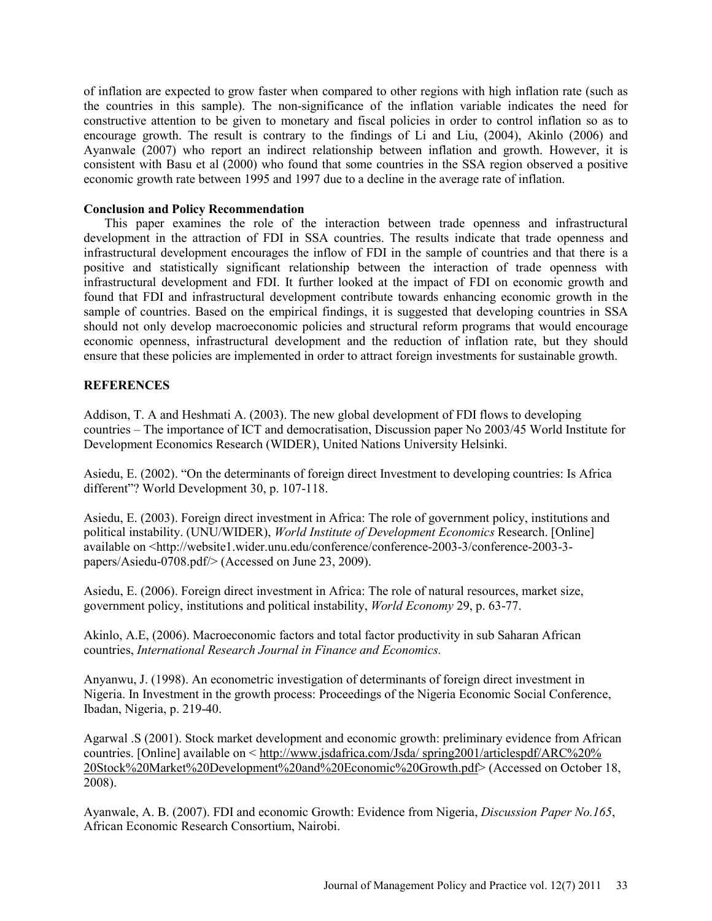of inflation are expected to grow faster when compared to other regions with high inflation rate (such as the countries in this sample). The non-significance of the inflation variable indicates the need for constructive attention to be given to monetary and fiscal policies in order to control inflation so as to encourage growth. The result is contrary to the findings of Li and Liu, (2004), Akinlo (2006) and Ayanwale (2007) who report an indirect relationship between inflation and growth. However, it is consistent with Basu et al (2000) who found that some countries in the SSA region observed a positive economic growth rate between 1995 and 1997 due to a decline in the average rate of inflation.

## Conclusion and Policy Recommendation

This paper examines the role of the interaction between trade openness and infrastructural development in the attraction of FDI in SSA countries. The results indicate that trade openness and infrastructural development encourages the inflow of FDI in the sample of countries and that there is a positive and statistically significant relationship between the interaction of trade openness with infrastructural development and FDI. It further looked at the impact of FDI on economic growth and found that FDI and infrastructural development contribute towards enhancing economic growth in the sample of countries. Based on the empirical findings, it is suggested that developing countries in SSA should not only develop macroeconomic policies and structural reform programs that would encourage economic openness, infrastructural development and the reduction of inflation rate, but they should ensure that these policies are implemented in order to attract foreign investments for sustainable growth.

## REFERENCES

Addison, T. A and Heshmati A. (2003). The new global development of FDI flows to developing countries – The importance of ICT and democratisation, Discussion paper No 2003/45 World Institute for Development Economics Research (WIDER), United Nations University Helsinki.

Asiedu, E. (2002). "On the determinants of foreign direct Investment to developing countries: Is Africa different"? World Development 30, p. 107-118.

Asiedu, E. (2003). Foreign direct investment in Africa: The role of government policy, institutions and political instability. (UNU/WIDER), *World Institute of Development Economics* Research. [Online] available on <http://website1.wider.unu.edu/conference/conference-2003-3/conference-2003-3-papers/Asiedu-0708.pdf/> (Accessed on June 23, 2009).

Asiedu, E. (2006). Foreign direct investment in Africa: The role of natural resources, market size, government policy, institutions and political instability, *World Economy* 29, p. 63-77.

Akinlo, A.E, (2006). Macroeconomic factors and total factor productivity in sub Saharan African countries, *International Research Journal in Finance and Economics.*

Anyanwu, J. (1998). An econometric investigation of determinants of foreign direct investment in Nigeria. In Investment in the growth process: Proceedings of the Nigeria Economic Social Conference, Ibadan, Nigeria, p. 219-40.

Agarwal .S (2001). Stock market development and economic growth: preliminary evidence from African countries. [Online] available on < http://www.jsdafrica.com/Jsda/ spring2001/articlespdf/ARC%20%20Stock%20Market%20Development%20and%20Economic%20Growth.pdf> (Accessed on October 18, 2008).

Ayanwale, A. B. (2007). FDI and economic Growth: Evidence from Nigeria, *Discussion Paper No.165*, African Economic Research Consortium, Nairobi.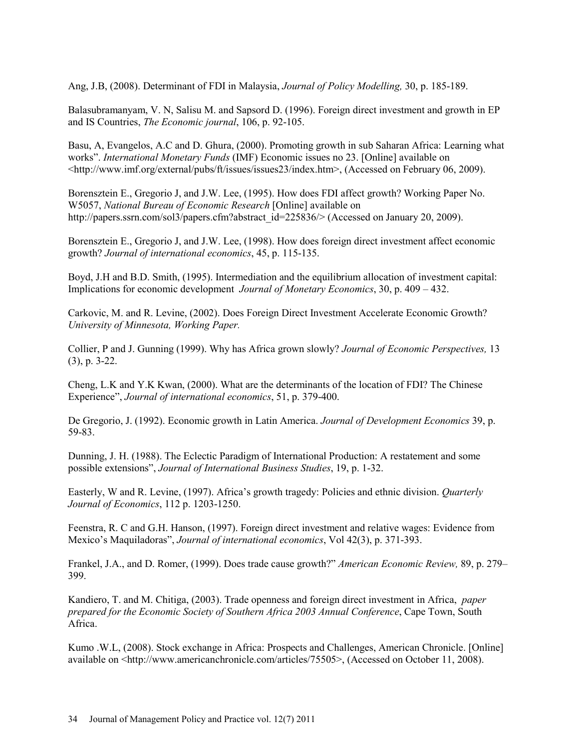Ang, J.B, (2008). Determinant of FDI in Malaysia, *Journal of Policy Modelling,* 30, p. 185-189.

Balasubramanyam, V. N, Salisu M. and Sapsord D. (1996). Foreign direct investment and growth in EP and IS Countries, *The Economic journal*, 106, p. 92-105.

Basu, A, Evangelos, A.C and D. Ghura, (2000). Promoting growth in sub Saharan Africa: Learning what works". *International Monetary Funds* (IMF) Economic issues no 23. [Online] available on <http://www.imf.org/external/pubs/ft/issues/issues23/index.htm>, (Accessed on February 06, 2009).

Borensztein E., Gregorio J, and J.W. Lee, (1995). How does FDI affect growth? Working Paper No. W5057, *National Bureau of Economic Research* [Online] available on http://papers.ssrn.com/sol3/papers.cfm?abstract_id=225836/> (Accessed on January 20, 2009).

Borensztein E., Gregorio J, and J.W. Lee, (1998). How does foreign direct investment affect economic growth? *Journal of international economics*, 45, p. 115-135.

Boyd, J.H and B.D. Smith, (1995). Intermediation and the equilibrium allocation of investment capital: Implications for economic development *Journal of Monetary Economics*, 30, p. 409 – 432.

Carkovic, M. and R. Levine, (2002). Does Foreign Direct Investment Accelerate Economic Growth? *University of Minnesota, Working Paper.*

Collier, P and J. Gunning (1999). Why has Africa grown slowly? *Journal of Economic Perspectives,* 13 (3), p. 3-22.

Cheng, L.K and Y.K Kwan, (2000). What are the determinants of the location of FDI? The Chinese Experience", *Journal of international economics*, 51, p. 379-400.

De Gregorio, J. (1992). Economic growth in Latin America. *Journal of Development Economics* 39, p. 59-83.

Dunning, J. H. (1988). The Eclectic Paradigm of International Production: A restatement and some possible extensions", *Journal of International Business Studies*, 19, p. 1-32.

Easterly, W and R. Levine, (1997). Africa's growth tragedy: Policies and ethnic division. *Quarterly Journal of Economics*, 112 p. 1203-1250.

Feenstra, R. C and G.H. Hanson, (1997). Foreign direct investment and relative wages: Evidence from Mexico's Maquiladoras", *Journal of international economics*, Vol 42(3), p. 371-393.

Frankel, J.A., and D. Romer, (1999). Does trade cause growth?" *American Economic Review,* 89, p. 279–399.

Kandiero, T. and M. Chitiga, (2003). Trade openness and foreign direct investment in Africa, *paper prepared for the Economic Society of Southern Africa 2003 Annual Conference*, Cape Town, South Africa.

Kumo .W.L, (2008). Stock exchange in Africa: Prospects and Challenges, American Chronicle. [Online] available on <http://www.americanchronicle.com/articles/75505>, (Accessed on October 11, 2008).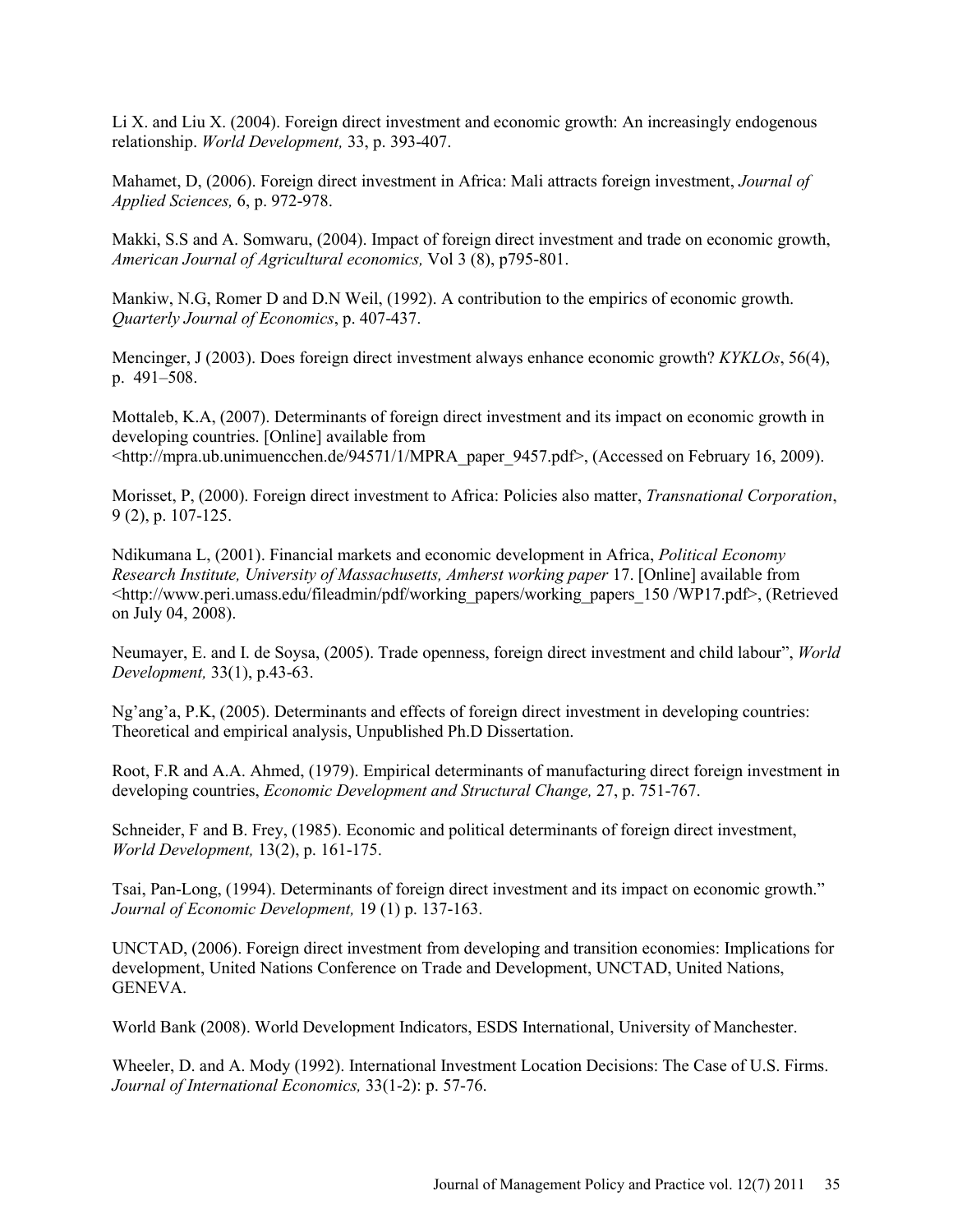Li X. and Liu X. (2004). Foreign direct investment and economic growth: An increasingly endogenous relationship. *World Development,* 33, p. 393-407.

Mahamet, D, (2006). Foreign direct investment in Africa: Mali attracts foreign investment, *Journal of Applied Sciences,* 6, p. 972-978.

Makki, S.S and A. Somwaru, (2004). Impact of foreign direct investment and trade on economic growth, *American Journal of Agricultural economics,* Vol 3 (8), p795-801.

Mankiw, N.G, Romer D and D.N Weil, (1992). A contribution to the empirics of economic growth. *Quarterly Journal of Economics*, p. 407-437.

Mencinger, J (2003). Does foreign direct investment always enhance economic growth? *KYKLOs*, 56(4), p. 491–508.

Mottaleb, K.A, (2007). Determinants of foreign direct investment and its impact on economic growth in developing countries. [Online] available from <http://mpra.ub.unimuencchen.de/94571/1/MPRA_paper_9457.pdf>, (Accessed on February 16, 2009).

Morisset, P, (2000). Foreign direct investment to Africa: Policies also matter, *Transnational Corporation*, 9 (2), p. 107-125.

Ndikumana L, (2001). Financial markets and economic development in Africa, *Political Economy Research Institute, University of Massachusetts, Amherst working paper* 17. [Online] available from <http://www.peri.umass.edu/fileadmin/pdf/working_papers/working_papers_150 /WP17.pdf>, (Retrieved on July 04, 2008).

Neumayer, E. and I. de Soysa, (2005). Trade openness, foreign direct investment and child labour", *World Development,* 33(1), p.43-63.

Ng'ang'a, P.K, (2005). Determinants and effects of foreign direct investment in developing countries: Theoretical and empirical analysis, Unpublished Ph.D Dissertation.

Root, F.R and A.A. Ahmed, (1979). Empirical determinants of manufacturing direct foreign investment in developing countries, *Economic Development and Structural Change,* 27, p. 751-767.

Schneider, F and B. Frey, (1985). Economic and political determinants of foreign direct investment, *World Development,* 13(2), p. 161-175.

Tsai, Pan-Long, (1994). Determinants of foreign direct investment and its impact on economic growth." *Journal of Economic Development,* 19 (1) p. 137-163.

UNCTAD, (2006). Foreign direct investment from developing and transition economies: Implications for development, United Nations Conference on Trade and Development, UNCTAD, United Nations, GENEVA.

World Bank (2008). World Development Indicators, ESDS International, University of Manchester.

Wheeler, D. and A. Mody (1992). International Investment Location Decisions: The Case of U.S. Firms. *Journal of International Economics,* 33(1-2): p. 57-76.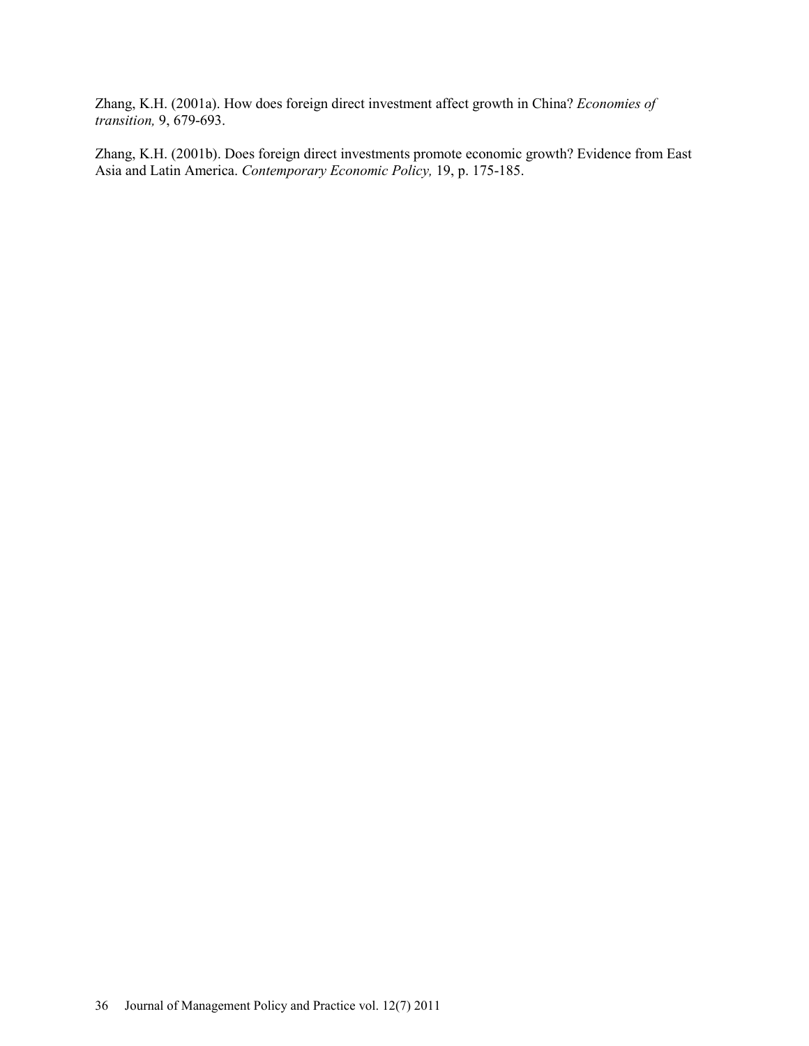Zhang, K.H. (2001a). How does foreign direct investment affect growth in China? *Economies of transition,* 9, 679-693.

Zhang, K.H. (2001b). Does foreign direct investments promote economic growth? Evidence from East Asia and Latin America. *Contemporary Economic Policy,* 19, p. 175-185.